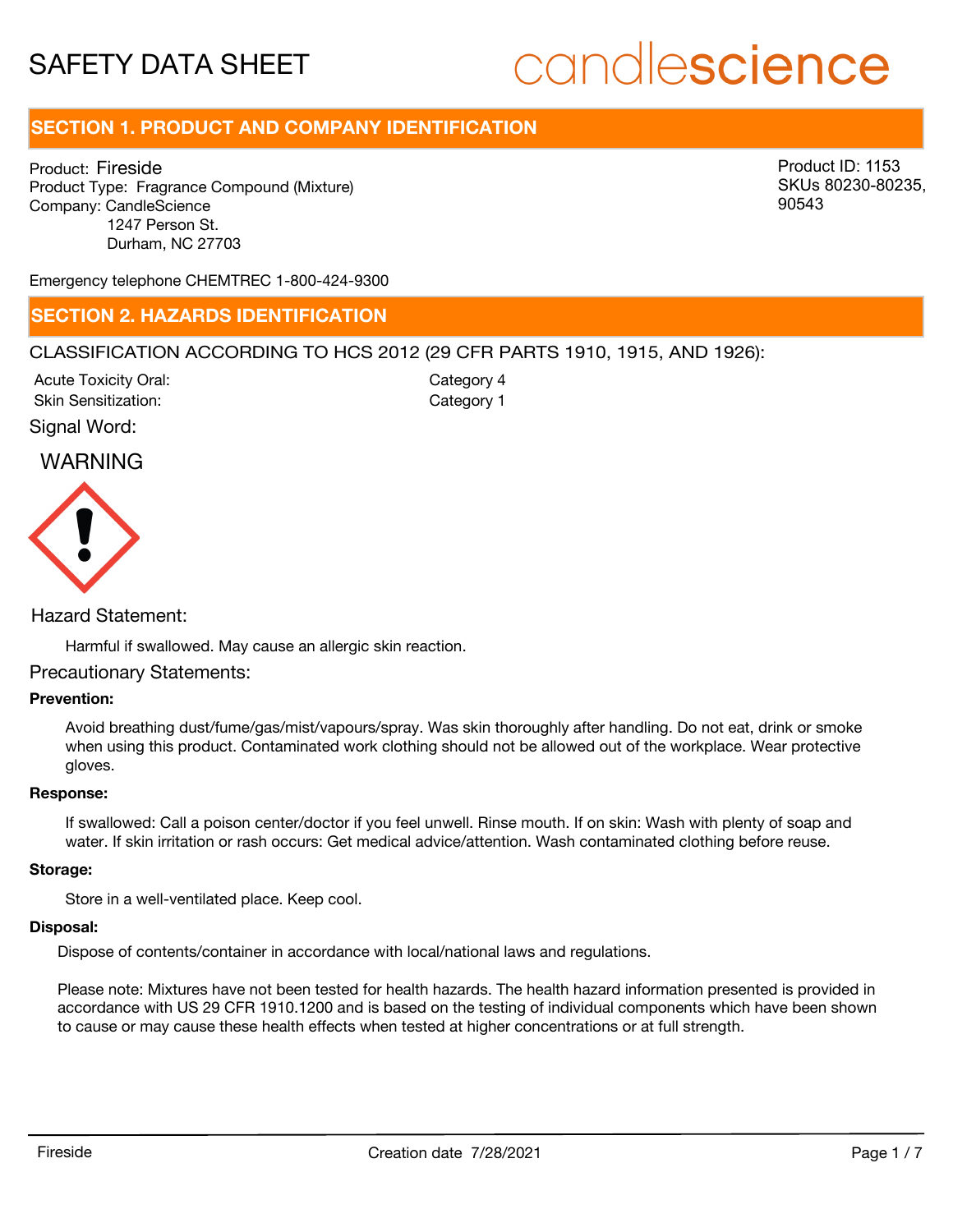# SAFETY DATA SHEET

candlescience

## SECTION 1. PRODUCT AND COMPANY IDENTIFICATION

Product: Fireside
Product Type: Fragrance Compound (Mixture)
Company: CandleScience
1247 Person St.
Durham, NC 27703

Product ID: 1153
SKUs 80230-80235, 90543

Emergency telephone CHEMTREC 1-800-424-9300

## SECTION 2. HAZARDS IDENTIFICATION

CLASSIFICATION ACCORDING TO HCS 2012 (29 CFR PARTS 1910, 1915, AND 1926):

| | |
|---|---|
| Acute Toxicity Oral: | Category 4 |
| Skin Sensitization: | Category 1 |

Signal Word:

WARNING

Hazard Statement:

Harmful if swallowed. May cause an allergic skin reaction.

Precautionary Statements:

**Prevention:**

Avoid breathing dust/fume/gas/mist/vapours/spray. Was skin thoroughly after handling. Do not eat, drink or smoke when using this product. Contaminated work clothing should not be allowed out of the workplace. Wear protective gloves.

**Response:**

If swallowed: Call a poison center/doctor if you feel unwell. Rinse mouth. If on skin: Wash with plenty of soap and water. If skin irritation or rash occurs: Get medical advice/attention. Wash contaminated clothing before reuse.

**Storage:**

Store in a well-ventilated place. Keep cool.

**Disposal:**

Dispose of contents/container in accordance with local/national laws and regulations.

Please note: Mixtures have not been tested for health hazards. The health hazard information presented is provided in accordance with US 29 CFR 1910.1200 and is based on the testing of individual components which have been shown to cause or may cause these health effects when tested at higher concentrations or at full strength.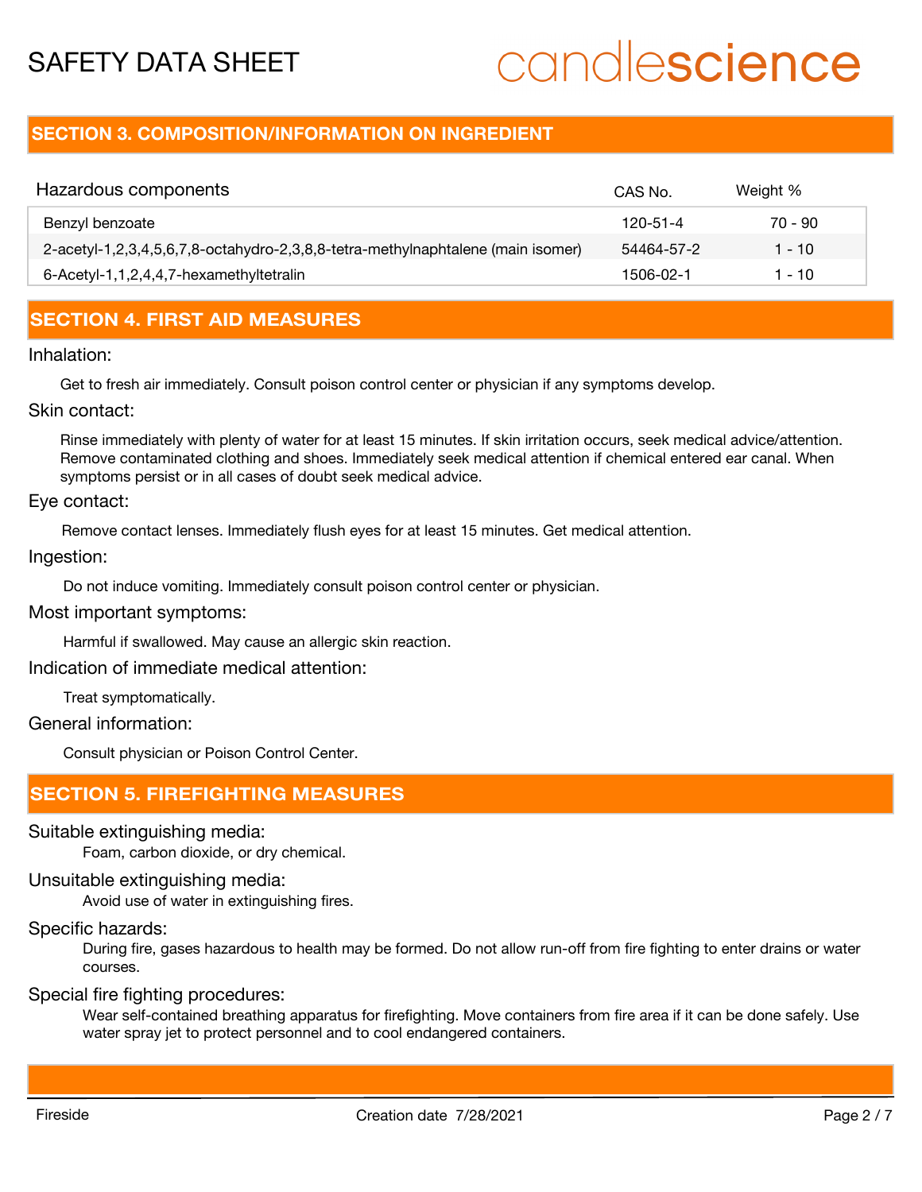## SECTION 3. COMPOSITION/INFORMATION ON INGREDIENT

| Hazardous components | CAS No. | Weight % |
|---|---|---|
| Benzyl benzoate | 120-51-4 | 70 - 90 |
| 2-acetyl-1,2,3,4,5,6,7,8-octahydro-2,3,8,8-tetra-methylnaphtalene (main isomer) | 54464-57-2 | 1 - 10 |
| 6-Acetyl-1,1,2,4,4,7-hexamethyltetralin | 1506-02-1 | 1 - 10 |

## SECTION 4. FIRST AID MEASURES

### Inhalation:

Get to fresh air immediately. Consult poison control center or physician if any symptoms develop.

### Skin contact:

Rinse immediately with plenty of water for at least 15 minutes. If skin irritation occurs, seek medical advice/attention. Remove contaminated clothing and shoes. Immediately seek medical attention if chemical entered ear canal. When symptoms persist or in all cases of doubt seek medical advice.

### Eye contact:

Remove contact lenses. Immediately flush eyes for at least 15 minutes. Get medical attention.

### Ingestion:

Do not induce vomiting. Immediately consult poison control center or physician.

### Most important symptoms:

Harmful if swallowed. May cause an allergic skin reaction.

### Indication of immediate medical attention:

Treat symptomatically.

### General information:

Consult physician or Poison Control Center.

## SECTION 5. FIREFIGHTING MEASURES

### Suitable extinguishing media:

Foam, carbon dioxide, or dry chemical.

### Unsuitable extinguishing media:

Avoid use of water in extinguishing fires.

### Specific hazards:

During fire, gases hazardous to health may be formed. Do not allow run-off from fire fighting to enter drains or water courses.

### Special fire fighting procedures:

Wear self-contained breathing apparatus for firefighting. Move containers from fire area if it can be done safely. Use water spray jet to protect personnel and to cool endangered containers.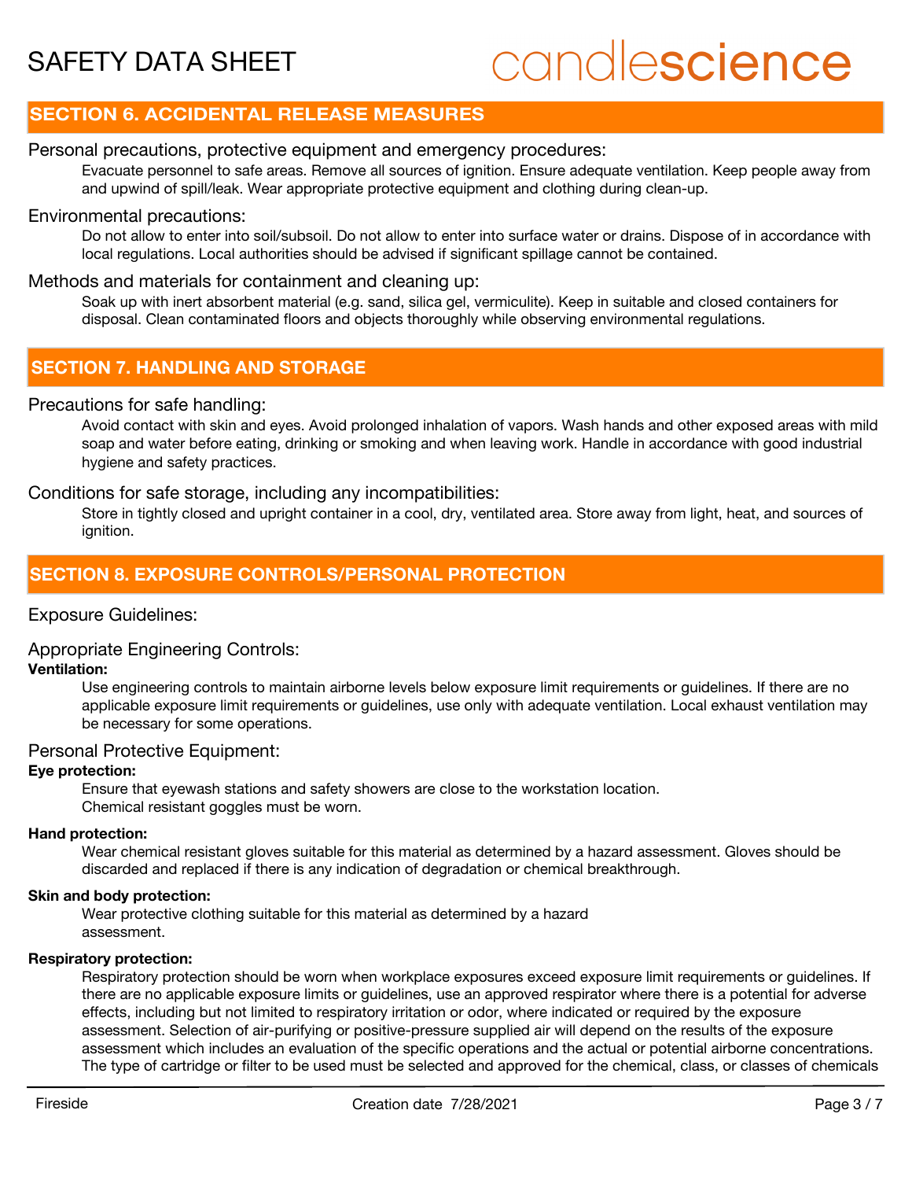## SECTION 6. ACCIDENTAL RELEASE MEASURES

### Personal precautions, protective equipment and emergency procedures:

Evacuate personnel to safe areas. Remove all sources of ignition. Ensure adequate ventilation. Keep people away from and upwind of spill/leak. Wear appropriate protective equipment and clothing during clean-up.

### Environmental precautions:

Do not allow to enter into soil/subsoil. Do not allow to enter into surface water or drains. Dispose of in accordance with local regulations. Local authorities should be advised if significant spillage cannot be contained.

### Methods and materials for containment and cleaning up:

Soak up with inert absorbent material (e.g. sand, silica gel, vermiculite). Keep in suitable and closed containers for disposal. Clean contaminated floors and objects thoroughly while observing environmental regulations.

## SECTION 7. HANDLING AND STORAGE

### Precautions for safe handling:

Avoid contact with skin and eyes. Avoid prolonged inhalation of vapors. Wash hands and other exposed areas with mild soap and water before eating, drinking or smoking and when leaving work. Handle in accordance with good industrial hygiene and safety practices.

### Conditions for safe storage, including any incompatibilities:

Store in tightly closed and upright container in a cool, dry, ventilated area. Store away from light, heat, and sources of ignition.

## SECTION 8. EXPOSURE CONTROLS/PERSONAL PROTECTION

### Exposure Guidelines:

### Appropriate Engineering Controls:

**Ventilation:**

Use engineering controls to maintain airborne levels below exposure limit requirements or guidelines. If there are no applicable exposure limit requirements or guidelines, use only with adequate ventilation. Local exhaust ventilation may be necessary for some operations.

### Personal Protective Equipment:

**Eye protection:**

Ensure that eyewash stations and safety showers are close to the workstation location.
Chemical resistant goggles must be worn.

**Hand protection:**

Wear chemical resistant gloves suitable for this material as determined by a hazard assessment. Gloves should be discarded and replaced if there is any indication of degradation or chemical breakthrough.

**Skin and body protection:**

Wear protective clothing suitable for this material as determined by a hazard assessment.

**Respiratory protection:**

Respiratory protection should be worn when workplace exposures exceed exposure limit requirements or guidelines. If there are no applicable exposure limits or guidelines, use an approved respirator where there is a potential for adverse effects, including but not limited to respiratory irritation or odor, where indicated or required by the exposure assessment. Selection of air-purifying or positive-pressure supplied air will depend on the results of the exposure assessment which includes an evaluation of the specific operations and the actual or potential airborne concentrations. The type of cartridge or filter to be used must be selected and approved for the chemical, class, or classes of chemicals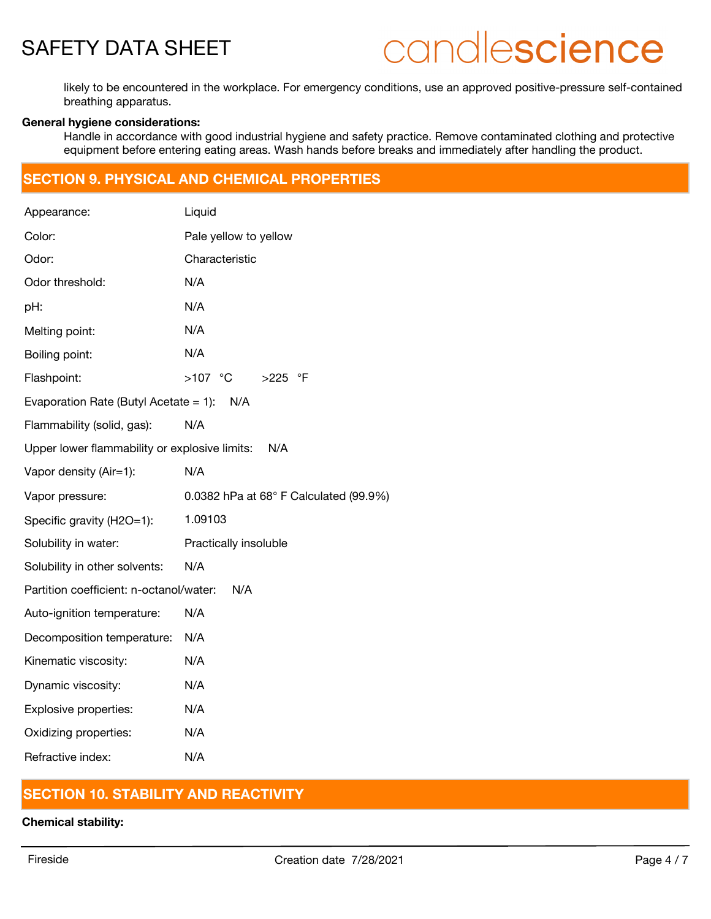likely to be encountered in the workplace. For emergency conditions, use an approved positive-pressure self-contained breathing apparatus.

**General hygiene considerations:**

Handle in accordance with good industrial hygiene and safety practice. Remove contaminated clothing and protective equipment before entering eating areas. Wash hands before breaks and immediately after handling the product.

## SECTION 9. PHYSICAL AND CHEMICAL PROPERTIES

| | |
|---|---|
| Appearance: | Liquid |
| Color: | Pale yellow to yellow |
| Odor: | Characteristic |
| Odor threshold: | N/A |
| pH: | N/A |
| Melting point: | N/A |
| Boiling point: | N/A |
| Flashpoint: | >107 °C >225 °F |
| Evaporation Rate (Butyl Acetate = 1): | N/A |
| Flammability (solid, gas): | N/A |
| Upper lower flammability or explosive limits: | N/A |
| Vapor density (Air=1): | N/A |
| Vapor pressure: | 0.0382 hPa at 68° F Calculated (99.9%) |
| Specific gravity (H2O=1): | 1.09103 |
| Solubility in water: | Practically insoluble |
| Solubility in other solvents: | N/A |
| Partition coefficient: n-octanol/water: | N/A |
| Auto-ignition temperature: | N/A |
| Decomposition temperature: | N/A |
| Kinematic viscosity: | N/A |
| Dynamic viscosity: | N/A |
| Explosive properties: | N/A |
| Oxidizing properties: | N/A |
| Refractive index: | N/A |

## SECTION 10. STABILITY AND REACTIVITY

**Chemical stability:**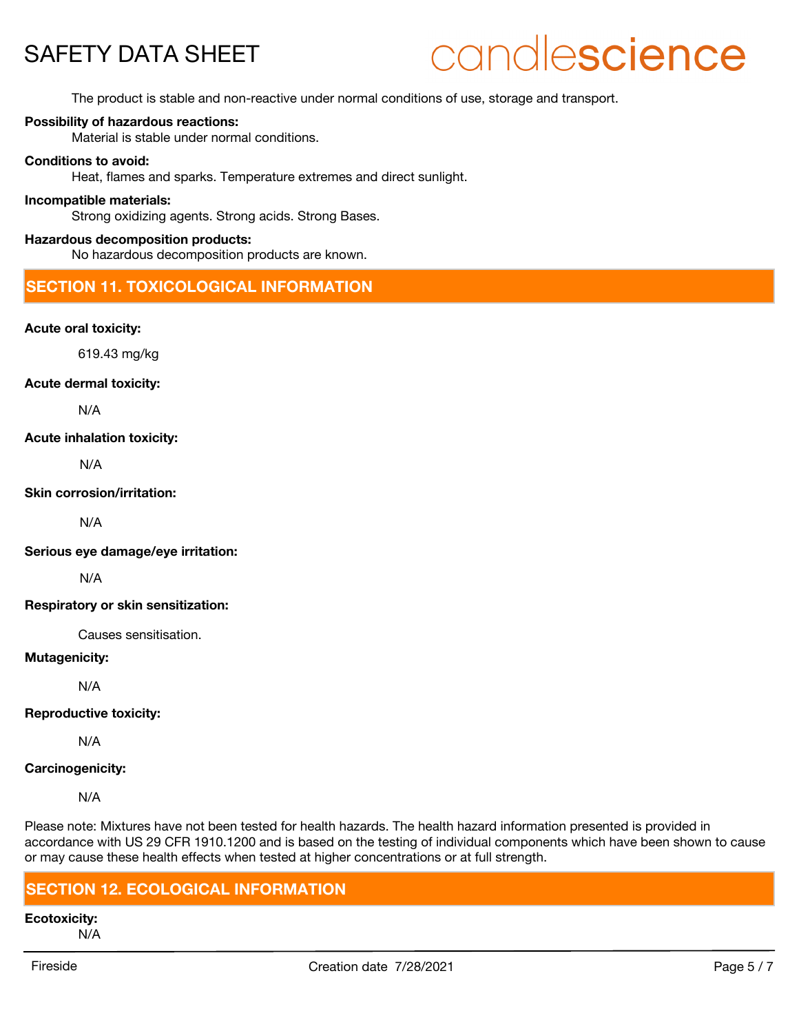The product is stable and non-reactive under normal conditions of use, storage and transport.

**Possibility of hazardous reactions:**

Material is stable under normal conditions.

**Conditions to avoid:**

Heat, flames and sparks. Temperature extremes and direct sunlight.

**Incompatible materials:**

Strong oxidizing agents. Strong acids. Strong Bases.

**Hazardous decomposition products:**

No hazardous decomposition products are known.

## SECTION 11. TOXICOLOGICAL INFORMATION

**Acute oral toxicity:**

619.43 mg/kg

**Acute dermal toxicity:**

N/A

**Acute inhalation toxicity:**

N/A

**Skin corrosion/irritation:**

N/A

**Serious eye damage/eye irritation:**

N/A

**Respiratory or skin sensitization:**

Causes sensitisation.

**Mutagenicity:**

N/A

**Reproductive toxicity:**

N/A

**Carcinogenicity:**

N/A

Please note: Mixtures have not been tested for health hazards. The health hazard information presented is provided in accordance with US 29 CFR 1910.1200 and is based on the testing of individual components which have been shown to cause or may cause these health effects when tested at higher concentrations or at full strength.

## SECTION 12. ECOLOGICAL INFORMATION

**Ecotoxicity:**

N/A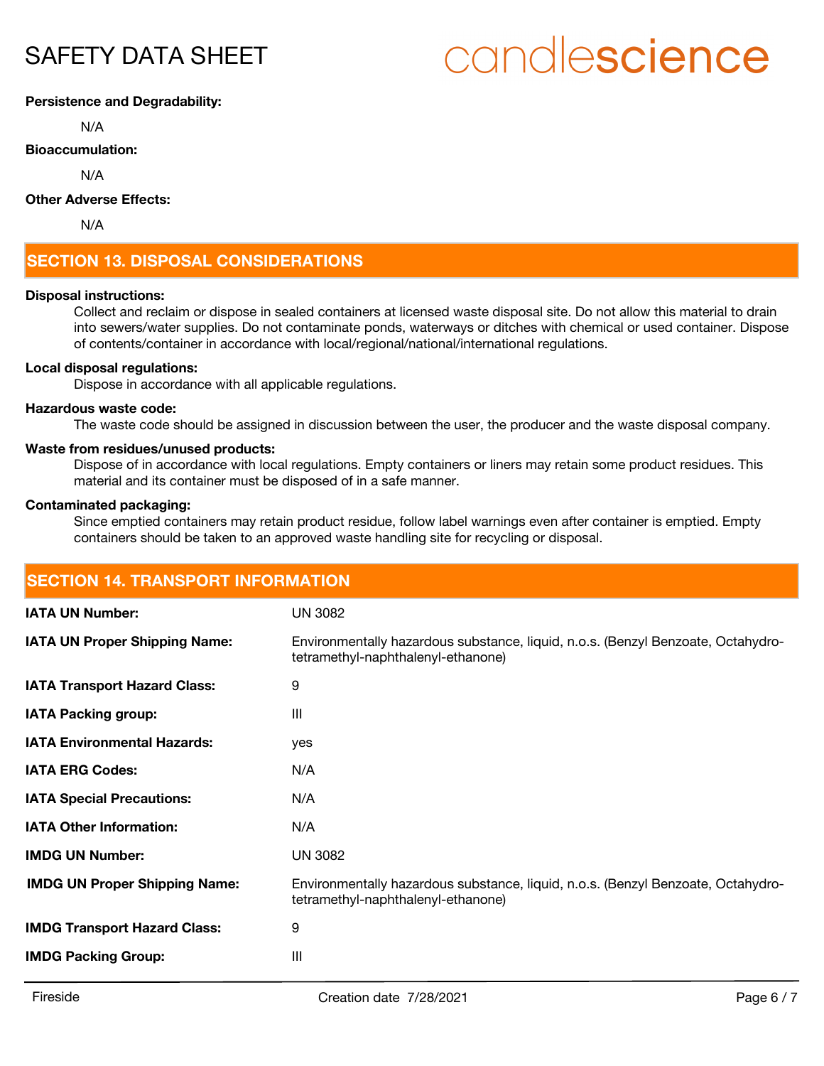**Persistence and Degradability:**

N/A

**Bioaccumulation:**

N/A

**Other Adverse Effects:**

N/A

## SECTION 13. DISPOSAL CONSIDERATIONS

**Disposal instructions:**

Collect and reclaim or dispose in sealed containers at licensed waste disposal site. Do not allow this material to drain into sewers/water supplies. Do not contaminate ponds, waterways or ditches with chemical or used container. Dispose of contents/container in accordance with local/regional/national/international regulations.

**Local disposal regulations:**

Dispose in accordance with all applicable regulations.

**Hazardous waste code:**

The waste code should be assigned in discussion between the user, the producer and the waste disposal company.

**Waste from residues/unused products:**

Dispose of in accordance with local regulations. Empty containers or liners may retain some product residues. This material and its container must be disposed of in a safe manner.

**Contaminated packaging:**

Since emptied containers may retain product residue, follow label warnings even after container is emptied. Empty containers should be taken to an approved waste handling site for recycling or disposal.

## SECTION 14. TRANSPORT INFORMATION

| | |
|---|---|
| **IATA UN Number:** | UN 3082 |
| **IATA UN Proper Shipping Name:** | Environmentally hazardous substance, liquid, n.o.s. (Benzyl Benzoate, Octahydro-tetramethyl-naphthalenyl-ethanone) |
| **IATA Transport Hazard Class:** | 9 |
| **IATA Packing group:** | III |
| **IATA Environmental Hazards:** | yes |
| **IATA ERG Codes:** | N/A |
| **IATA Special Precautions:** | N/A |
| **IATA Other Information:** | N/A |
| **IMDG UN Number:** | UN 3082 |
| **IMDG UN Proper Shipping Name:** | Environmentally hazardous substance, liquid, n.o.s. (Benzyl Benzoate, Octahydro-tetramethyl-naphthalenyl-ethanone) |
| **IMDG Transport Hazard Class:** | 9 |
| **IMDG Packing Group:** | III |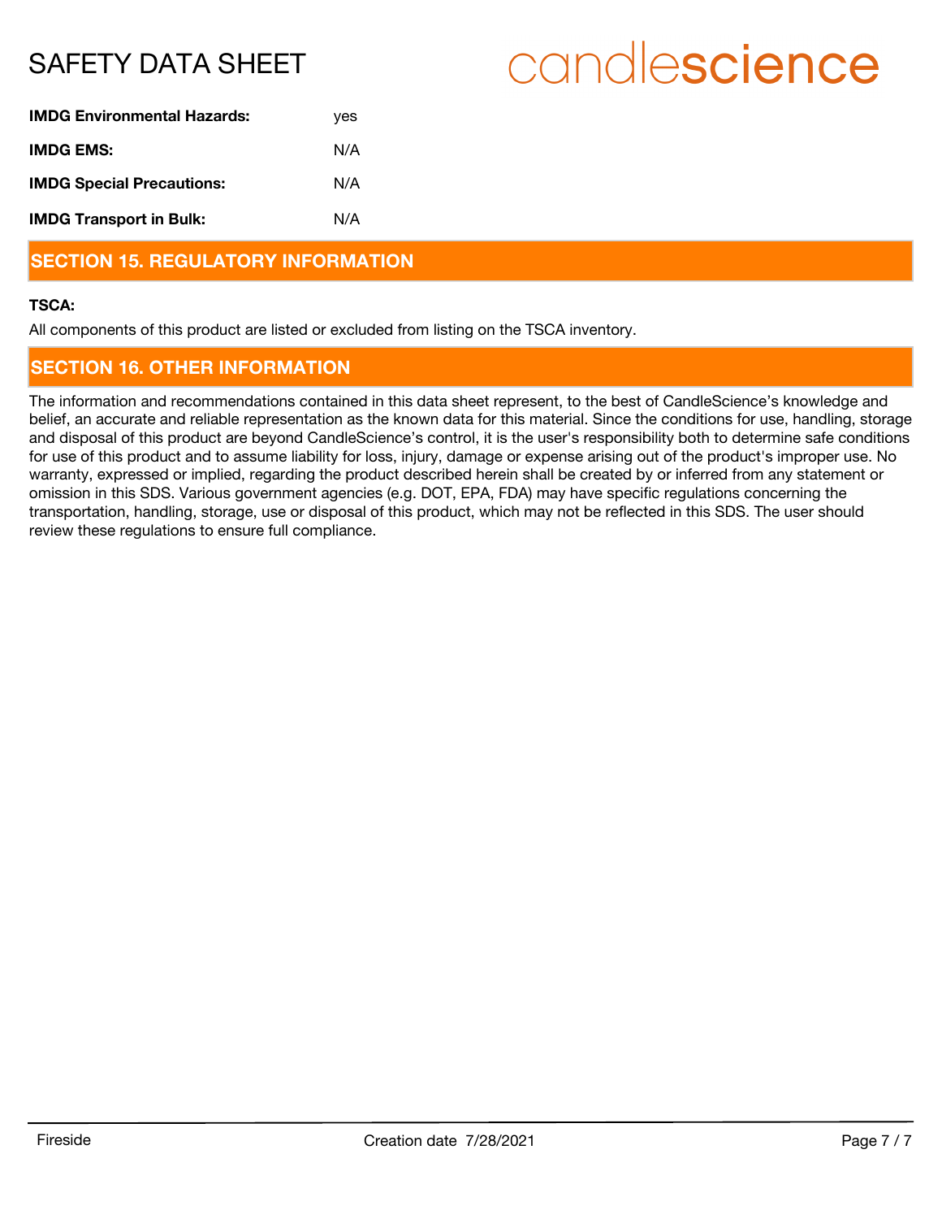| | |
|---|---|
| **IMDG Environmental Hazards:** | yes |
| **IMDG EMS:** | N/A |
| **IMDG Special Precautions:** | N/A |
| **IMDG Transport in Bulk:** | N/A |

## SECTION 15. REGULATORY INFORMATION

**TSCA:**

All components of this product are listed or excluded from listing on the TSCA inventory.

## SECTION 16. OTHER INFORMATION

The information and recommendations contained in this data sheet represent, to the best of CandleScience's knowledge and belief, an accurate and reliable representation as the known data for this material. Since the conditions for use, handling, storage and disposal of this product are beyond CandleScience's control, it is the user's responsibility both to determine safe conditions for use of this product and to assume liability for loss, injury, damage or expense arising out of the product's improper use. No warranty, expressed or implied, regarding the product described herein shall be created by or inferred from any statement or omission in this SDS. Various government agencies (e.g. DOT, EPA, FDA) may have specific regulations concerning the transportation, handling, storage, use or disposal of this product, which may not be reflected in this SDS. The user should review these regulations to ensure full compliance.